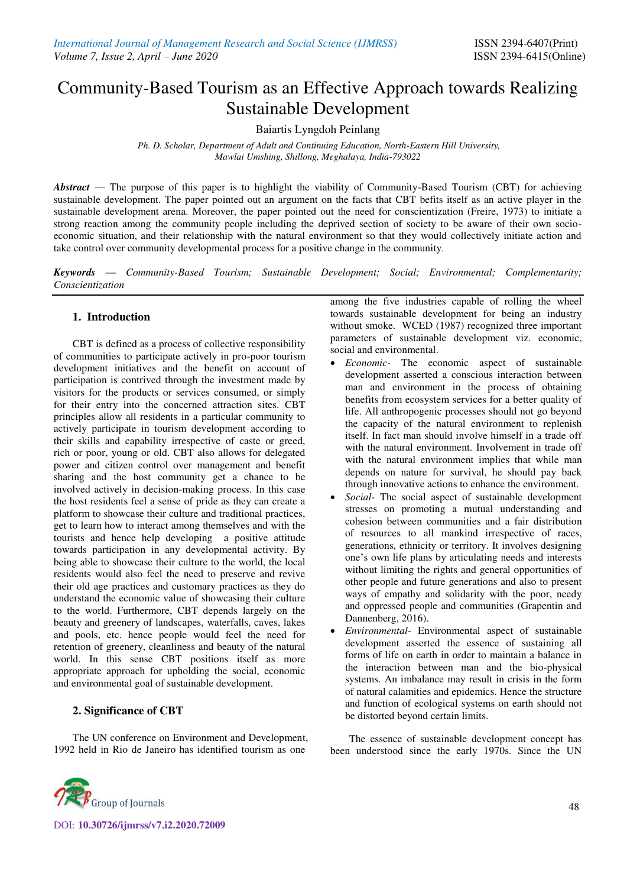# Community-Based Tourism as an Effective Approach towards Realizing Sustainable Development

Baiartis Lyngdoh Peinlang

*Ph. D. Scholar, Department of Adult and Continuing Education, North-Eastern Hill University, Mawlai Umshing, Shillong, Meghalaya, India-793022*

***Abstract*** — The purpose of this paper is to highlight the viability of Community-Based Tourism (CBT) for achieving sustainable development. The paper pointed out an argument on the facts that CBT befits itself as an active player in the sustainable development arena. Moreover, the paper pointed out the need for conscientization (Freire, 1973) to initiate a strong reaction among the community people including the deprived section of society to be aware of their own socio-economic situation, and their relationship with the natural environment so that they would collectively initiate action and take control over community developmental process for a positive change in the community.

***Keywords*** — *Community-Based Tourism; Sustainable Development; Social; Environmental; Complementarity; Conscientization*

## 1. Introduction

CBT is defined as a process of collective responsibility of communities to participate actively in pro-poor tourism development initiatives and the benefit on account of participation is contrived through the investment made by visitors for the products or services consumed, or simply for their entry into the concerned attraction sites. CBT principles allow all residents in a particular community to actively participate in tourism development according to their skills and capability irrespective of caste or greed, rich or poor, young or old. CBT also allows for delegated power and citizen control over management and benefit sharing and the host community get a chance to be involved actively in decision-making process. In this case the host residents feel a sense of pride as they can create a platform to showcase their culture and traditional practices, get to learn how to interact among themselves and with the tourists and hence help developing a positive attitude towards participation in any developmental activity. By being able to showcase their culture to the world, the local residents would also feel the need to preserve and revive their old age practices and customary practices as they do understand the economic value of showcasing their culture to the world. Furthermore, CBT depends largely on the beauty and greenery of landscapes, waterfalls, caves, lakes and pools, etc. hence people would feel the need for retention of greenery, cleanliness and beauty of the natural world. In this sense CBT positions itself as more appropriate approach for upholding the social, economic and environmental goal of sustainable development.

## 2. Significance of CBT

The UN conference on Environment and Development, 1992 held in Rio de Janeiro has identified tourism as one among the five industries capable of rolling the wheel towards sustainable development for being an industry without smoke. WCED (1987) recognized three important parameters of sustainable development viz. economic, social and environmental.

- *Economic-* The economic aspect of sustainable development asserted a conscious interaction between man and environment in the process of obtaining benefits from ecosystem services for a better quality of life. All anthropogenic processes should not go beyond the capacity of the natural environment to replenish itself. In fact man should involve himself in a trade off with the natural environment. Involvement in trade off with the natural environment implies that while man depends on nature for survival, he should pay back through innovative actions to enhance the environment.
- *Social-* The social aspect of sustainable development stresses on promoting a mutual understanding and cohesion between communities and a fair distribution of resources to all mankind irrespective of races, generations, ethnicity or territory. It involves designing one's own life plans by articulating needs and interests without limiting the rights and general opportunities of other people and future generations and also to present ways of empathy and solidarity with the poor, needy and oppressed people and communities (Grapentin and Dannenberg, 2016).
- *Environmental-* Environmental aspect of sustainable development asserted the essence of sustaining all forms of life on earth in order to maintain a balance in the interaction between man and the bio-physical systems. An imbalance may result in crisis in the form of natural calamities and epidemics. Hence the structure and function of ecological systems on earth should not be distorted beyond certain limits.

The essence of sustainable development concept has been understood since the early 1970s. Since the UN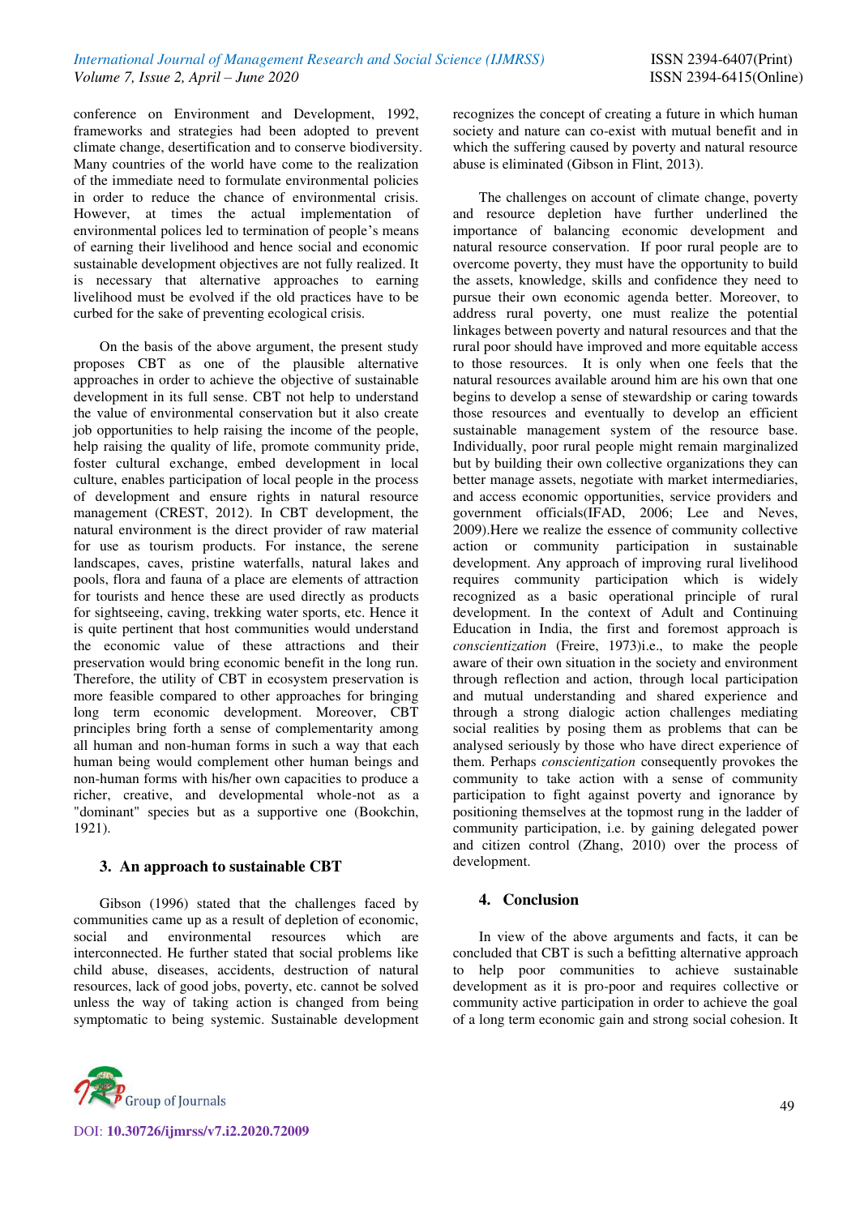conference on Environment and Development, 1992, frameworks and strategies had been adopted to prevent climate change, desertification and to conserve biodiversity. Many countries of the world have come to the realization of the immediate need to formulate environmental policies in order to reduce the chance of environmental crisis. However, at times the actual implementation of environmental polices led to termination of people's means of earning their livelihood and hence social and economic sustainable development objectives are not fully realized. It is necessary that alternative approaches to earning livelihood must be evolved if the old practices have to be curbed for the sake of preventing ecological crisis.

On the basis of the above argument, the present study proposes CBT as one of the plausible alternative approaches in order to achieve the objective of sustainable development in its full sense. CBT not help to understand the value of environmental conservation but it also create job opportunities to help raising the income of the people, help raising the quality of life, promote community pride, foster cultural exchange, embed development in local culture, enables participation of local people in the process of development and ensure rights in natural resource management (CREST, 2012). In CBT development, the natural environment is the direct provider of raw material for use as tourism products. For instance, the serene landscapes, caves, pristine waterfalls, natural lakes and pools, flora and fauna of a place are elements of attraction for tourists and hence these are used directly as products for sightseeing, caving, trekking water sports, etc. Hence it is quite pertinent that host communities would understand the economic value of these attractions and their preservation would bring economic benefit in the long run. Therefore, the utility of CBT in ecosystem preservation is more feasible compared to other approaches for bringing long term economic development. Moreover, CBT principles bring forth a sense of complementarity among all human and non-human forms in such a way that each human being would complement other human beings and non-human forms with his/her own capacities to produce a richer, creative, and developmental whole-not as a "dominant" species but as a supportive one (Bookchin, 1921).

## 3. An approach to sustainable CBT

Gibson (1996) stated that the challenges faced by communities came up as a result of depletion of economic, social and environmental resources which are interconnected. He further stated that social problems like child abuse, diseases, accidents, destruction of natural resources, lack of good jobs, poverty, etc. cannot be solved unless the way of taking action is changed from being symptomatic to being systemic. Sustainable development recognizes the concept of creating a future in which human society and nature can co-exist with mutual benefit and in which the suffering caused by poverty and natural resource abuse is eliminated (Gibson in Flint, 2013).

The challenges on account of climate change, poverty and resource depletion have further underlined the importance of balancing economic development and natural resource conservation. If poor rural people are to overcome poverty, they must have the opportunity to build the assets, knowledge, skills and confidence they need to pursue their own economic agenda better. Moreover, to address rural poverty, one must realize the potential linkages between poverty and natural resources and that the rural poor should have improved and more equitable access to those resources. It is only when one feels that the natural resources available around him are his own that one begins to develop a sense of stewardship or caring towards those resources and eventually to develop an efficient sustainable management system of the resource base. Individually, poor rural people might remain marginalized but by building their own collective organizations they can better manage assets, negotiate with market intermediaries, and access economic opportunities, service providers and government officials(IFAD, 2006; Lee and Neves, 2009).Here we realize the essence of community collective action or community participation in sustainable development. Any approach of improving rural livelihood requires community participation which is widely recognized as a basic operational principle of rural development. In the context of Adult and Continuing Education in India, the first and foremost approach is *conscientization* (Freire, 1973)i.e., to make the people aware of their own situation in the society and environment through reflection and action, through local participation and mutual understanding and shared experience and through a strong dialogic action challenges mediating social realities by posing them as problems that can be analysed seriously by those who have direct experience of them. Perhaps *conscientization* consequently provokes the community to take action with a sense of community participation to fight against poverty and ignorance by positioning themselves at the topmost rung in the ladder of community participation, i.e. by gaining delegated power and citizen control (Zhang, 2010) over the process of development.

## 4. Conclusion

In view of the above arguments and facts, it can be concluded that CBT is such a befitting alternative approach to help poor communities to achieve sustainable development as it is pro-poor and requires collective or community active participation in order to achieve the goal of a long term economic gain and strong social cohesion. It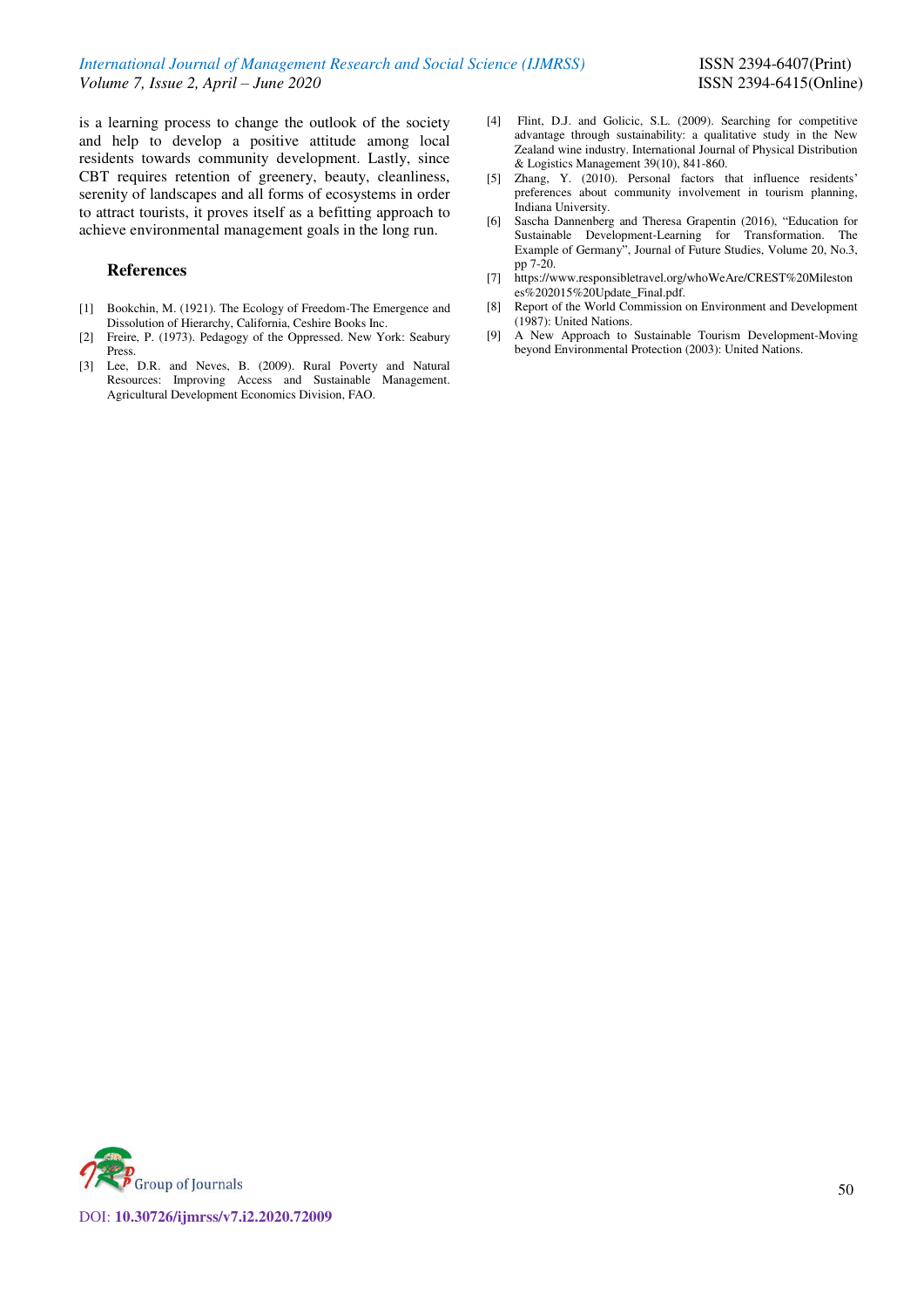is a learning process to change the outlook of the society and help to develop a positive attitude among local residents towards community development. Lastly, since CBT requires retention of greenery, beauty, cleanliness, serenity of landscapes and all forms of ecosystems in order to attract tourists, it proves itself as a befitting approach to achieve environmental management goals in the long run.

## References

[1] Bookchin, M. (1921). The Ecology of Freedom-The Emergence and Dissolution of Hierarchy, California, Ceshire Books Inc.

[2] Freire, P. (1973). Pedagogy of the Oppressed. New York: Seabury Press.

[3] Lee, D.R. and Neves, B. (2009). Rural Poverty and Natural Resources: Improving Access and Sustainable Management. Agricultural Development Economics Division, FAO.

[4] Flint, D.J. and Golicic, S.L. (2009). Searching for competitive advantage through sustainability: a qualitative study in the New Zealand wine industry. International Journal of Physical Distribution & Logistics Management 39(10), 841-860.

[5] Zhang, Y. (2010). Personal factors that influence residents' preferences about community involvement in tourism planning, Indiana University.

[6] Sascha Dannenberg and Theresa Grapentin (2016), "Education for Sustainable Development-Learning for Transformation. The Example of Germany", Journal of Future Studies, Volume 20, No.3, pp 7-20.

[7] https://www.responsibletravel.org/whoWeAre/CREST%20Milestones%202015%20Update_Final.pdf.

[8] Report of the World Commission on Environment and Development (1987): United Nations.

[9] A New Approach to Sustainable Tourism Development-Moving beyond Environmental Protection (2003): United Nations.